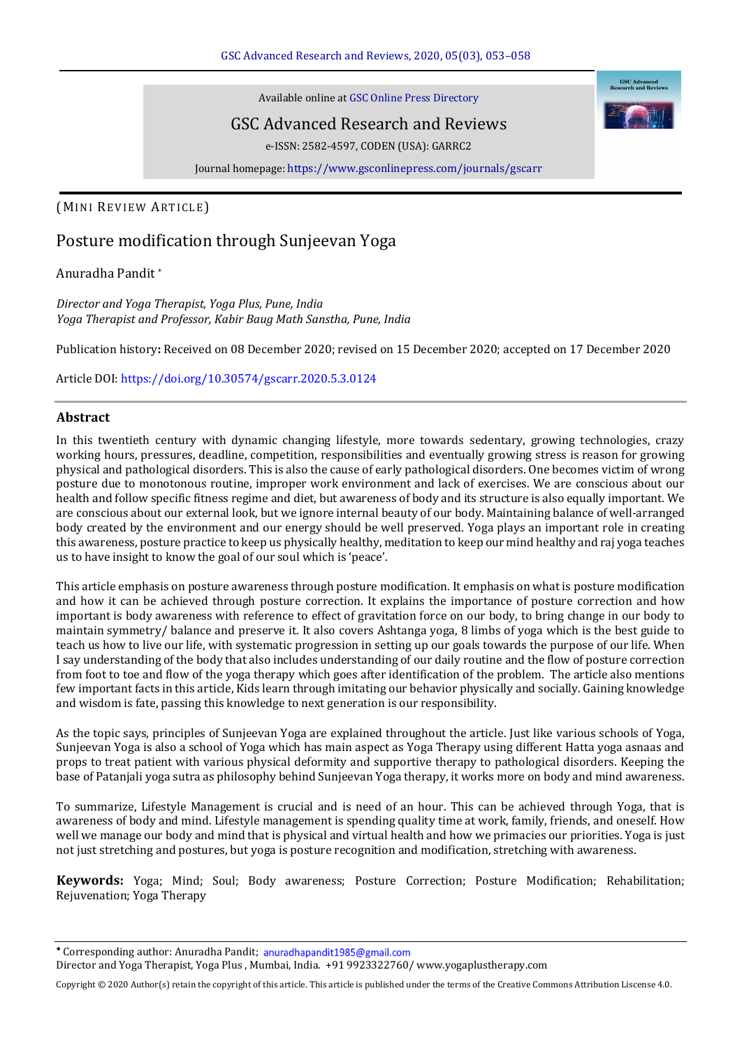Available online at GSC Online Press Directory

GSC Advanced Research and Reviews

e-ISSN: 2582-4597, CODEN (USA): GARRC2

Journal homepage: https://www.gsconlinepress.com/journals/gscarr

(MINI REVIEW ARTICLE)

# Posture modification through Sunjeevan Yoga

Anuradha Pandit *

*Director and Yoga Therapist, Yoga Plus, Pune, India*
*Yoga Therapist and Professor, Kabir Baug Math Sanstha, Pune, India*

Publication history**:** Received on 08 December 2020; revised on 15 December 2020; accepted on 17 December 2020

Article DOI: https://doi.org/10.30574/gscarr.2020.5.3.0124

## Abstract

In this twentieth century with dynamic changing lifestyle, more towards sedentary, growing technologies, crazy working hours, pressures, deadline, competition, responsibilities and eventually growing stress is reason for growing physical and pathological disorders. This is also the cause of early pathological disorders. One becomes victim of wrong posture due to monotonous routine, improper work environment and lack of exercises. We are conscious about our health and follow specific fitness regime and diet, but awareness of body and its structure is also equally important. We are conscious about our external look, but we ignore internal beauty of our body. Maintaining balance of well-arranged body created by the environment and our energy should be well preserved. Yoga plays an important role in creating this awareness, posture practice to keep us physically healthy, meditation to keep our mind healthy and raj yoga teaches us to have insight to know the goal of our soul which is 'peace'.

This article emphasis on posture awareness through posture modification. It emphasis on what is posture modification and how it can be achieved through posture correction. It explains the importance of posture correction and how important is body awareness with reference to effect of gravitation force on our body, to bring change in our body to maintain symmetry/ balance and preserve it. It also covers Ashtanga yoga, 8 limbs of yoga which is the best guide to teach us how to live our life, with systematic progression in setting up our goals towards the purpose of our life. When I say understanding of the body that also includes understanding of our daily routine and the flow of posture correction from foot to toe and flow of the yoga therapy which goes after identification of the problem. The article also mentions few important facts in this article, Kids learn through imitating our behavior physically and socially. Gaining knowledge and wisdom is fate, passing this knowledge to next generation is our responsibility.

As the topic says, principles of Sunjeevan Yoga are explained throughout the article. Just like various schools of Yoga, Sunjeevan Yoga is also a school of Yoga which has main aspect as Yoga Therapy using different Hatta yoga asnaas and props to treat patient with various physical deformity and supportive therapy to pathological disorders. Keeping the base of Patanjali yoga sutra as philosophy behind Sunjeevan Yoga therapy, it works more on body and mind awareness.

To summarize, Lifestyle Management is crucial and is need of an hour. This can be achieved through Yoga, that is awareness of body and mind. Lifestyle management is spending quality time at work, family, friends, and oneself. How well we manage our body and mind that is physical and virtual health and how we primacies our priorities. Yoga is just not just stretching and postures, but yoga is posture recognition and modification, stretching with awareness.

**Keywords:** Yoga; Mind; Soul; Body awareness; Posture Correction; Posture Modification; Rehabilitation; Rejuvenation; Yoga Therapy

---

* Corresponding author: Anuradha Pandit; anuradhapandit1985@gmail.com
Director and Yoga Therapist, Yoga Plus , Mumbai, India. +91 9923322760/ www.yogaplustherapy.com

Copyright © 2020 Author(s) retain the copyright of this article. This article is published under the terms of the Creative Commons Attribution Liscense 4.0.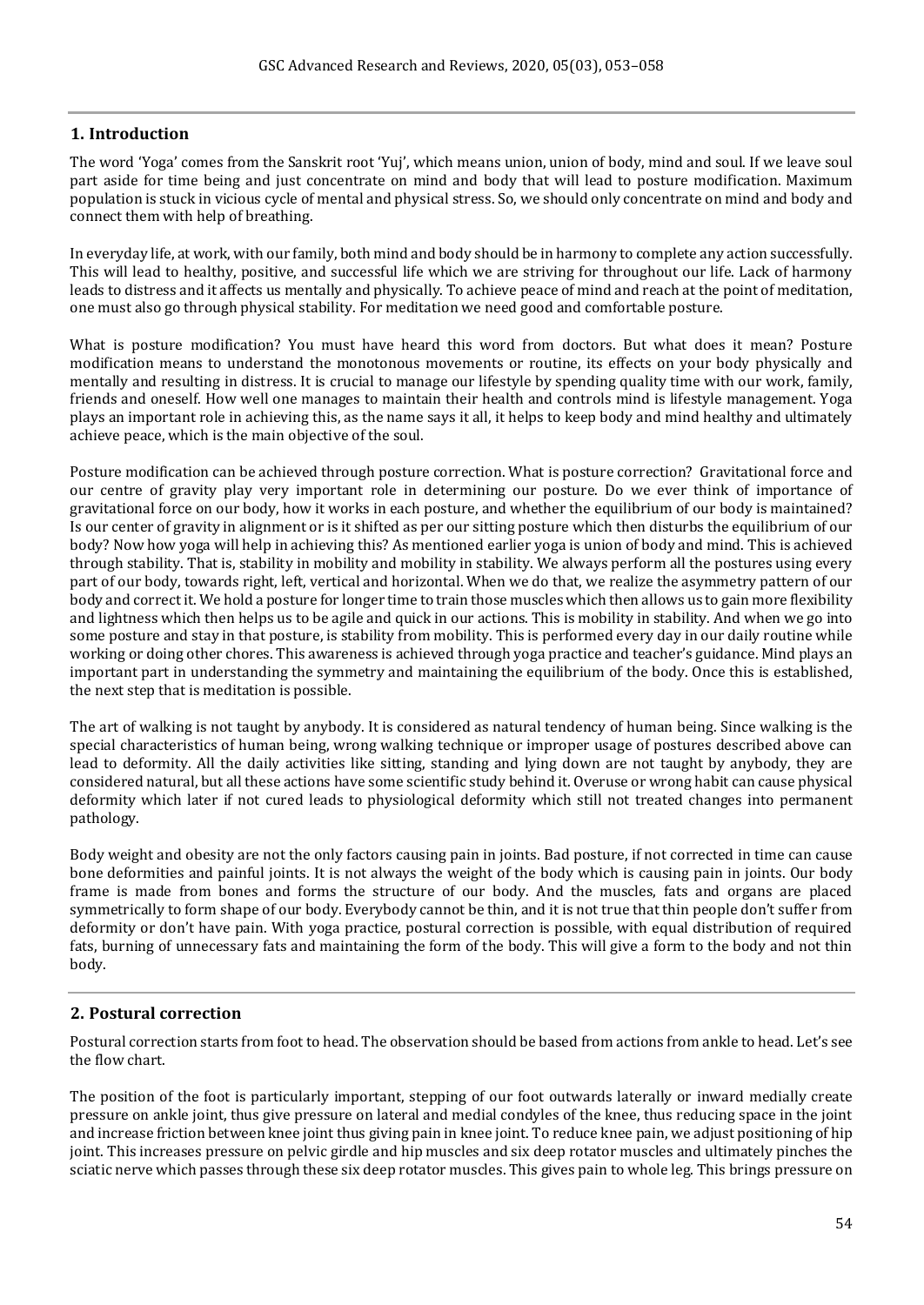## 1. Introduction

The word 'Yoga' comes from the Sanskrit root 'Yuj', which means union, union of body, mind and soul. If we leave soul part aside for time being and just concentrate on mind and body that will lead to posture modification. Maximum population is stuck in vicious cycle of mental and physical stress. So, we should only concentrate on mind and body and connect them with help of breathing.

In everyday life, at work, with our family, both mind and body should be in harmony to complete any action successfully. This will lead to healthy, positive, and successful life which we are striving for throughout our life. Lack of harmony leads to distress and it affects us mentally and physically. To achieve peace of mind and reach at the point of meditation, one must also go through physical stability. For meditation we need good and comfortable posture.

What is posture modification? You must have heard this word from doctors. But what does it mean? Posture modification means to understand the monotonous movements or routine, its effects on your body physically and mentally and resulting in distress. It is crucial to manage our lifestyle by spending quality time with our work, family, friends and oneself. How well one manages to maintain their health and controls mind is lifestyle management. Yoga plays an important role in achieving this, as the name says it all, it helps to keep body and mind healthy and ultimately achieve peace, which is the main objective of the soul.

Posture modification can be achieved through posture correction. What is posture correction? Gravitational force and our centre of gravity play very important role in determining our posture. Do we ever think of importance of gravitational force on our body, how it works in each posture, and whether the equilibrium of our body is maintained? Is our center of gravity in alignment or is it shifted as per our sitting posture which then disturbs the equilibrium of our body? Now how yoga will help in achieving this? As mentioned earlier yoga is union of body and mind. This is achieved through stability. That is, stability in mobility and mobility in stability. We always perform all the postures using every part of our body, towards right, left, vertical and horizontal. When we do that, we realize the asymmetry pattern of our body and correct it. We hold a posture for longer time to train those muscles which then allows us to gain more flexibility and lightness which then helps us to be agile and quick in our actions. This is mobility in stability. And when we go into some posture and stay in that posture, is stability from mobility. This is performed every day in our daily routine while working or doing other chores. This awareness is achieved through yoga practice and teacher's guidance. Mind plays an important part in understanding the symmetry and maintaining the equilibrium of the body. Once this is established, the next step that is meditation is possible.

The art of walking is not taught by anybody. It is considered as natural tendency of human being. Since walking is the special characteristics of human being, wrong walking technique or improper usage of postures described above can lead to deformity. All the daily activities like sitting, standing and lying down are not taught by anybody, they are considered natural, but all these actions have some scientific study behind it. Overuse or wrong habit can cause physical deformity which later if not cured leads to physiological deformity which still not treated changes into permanent pathology.

Body weight and obesity are not the only factors causing pain in joints. Bad posture, if not corrected in time can cause bone deformities and painful joints. It is not always the weight of the body which is causing pain in joints. Our body frame is made from bones and forms the structure of our body. And the muscles, fats and organs are placed symmetrically to form shape of our body. Everybody cannot be thin, and it is not true that thin people don't suffer from deformity or don't have pain. With yoga practice, postural correction is possible, with equal distribution of required fats, burning of unnecessary fats and maintaining the form of the body. This will give a form to the body and not thin body.

## 2. Postural correction

Postural correction starts from foot to head. The observation should be based from actions from ankle to head. Let's see the flow chart.

The position of the foot is particularly important, stepping of our foot outwards laterally or inward medially create pressure on ankle joint, thus give pressure on lateral and medial condyles of the knee, thus reducing space in the joint and increase friction between knee joint thus giving pain in knee joint. To reduce knee pain, we adjust positioning of hip joint. This increases pressure on pelvic girdle and hip muscles and six deep rotator muscles and ultimately pinches the sciatic nerve which passes through these six deep rotator muscles. This gives pain to whole leg. This brings pressure on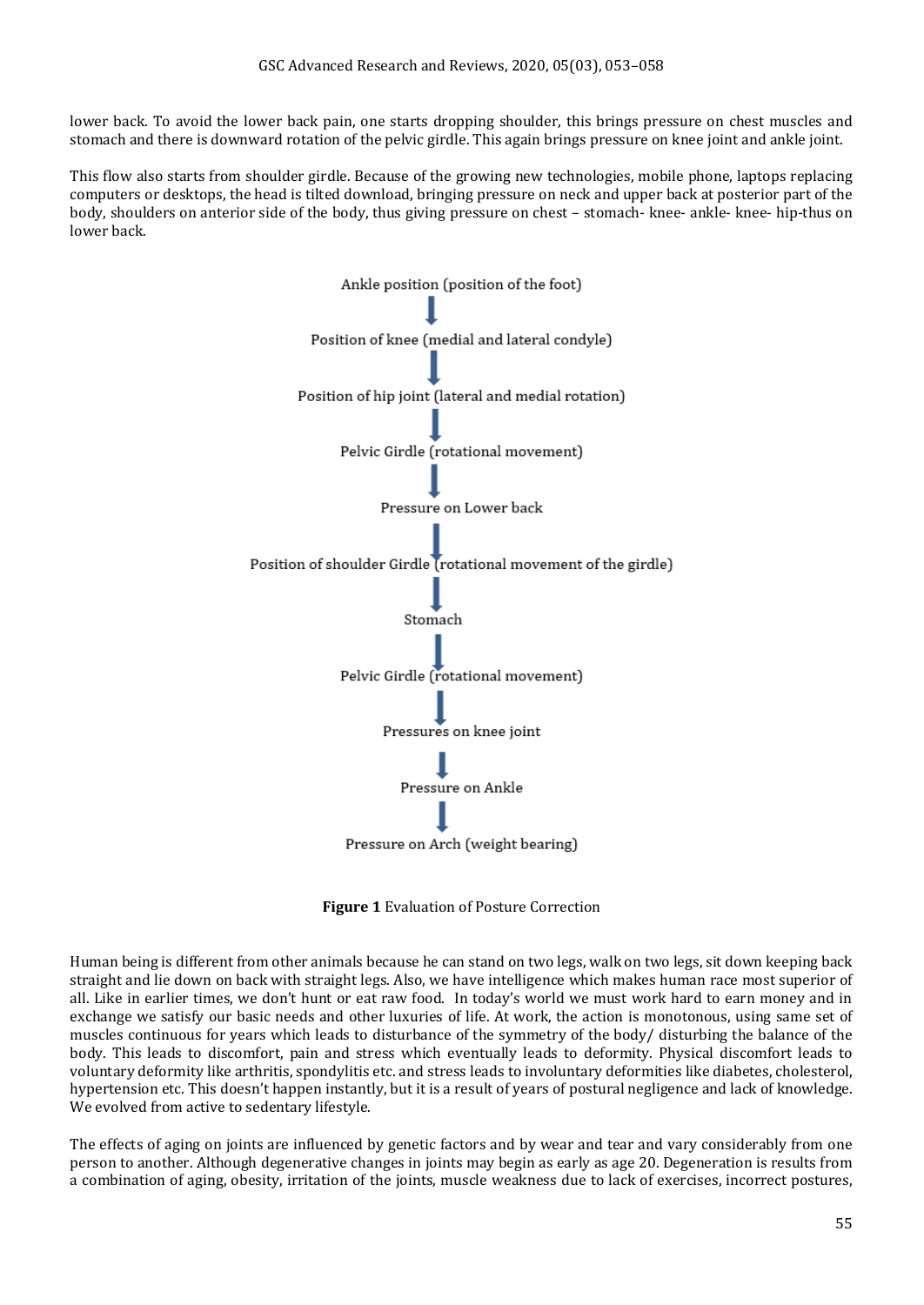lower back. To avoid the lower back pain, one starts dropping shoulder, this brings pressure on chest muscles and stomach and there is downward rotation of the pelvic girdle. This again brings pressure on knee joint and ankle joint.

This flow also starts from shoulder girdle. Because of the growing new technologies, mobile phone, laptops replacing computers or desktops, the head is tilted download, bringing pressure on neck and upper back at posterior part of the body, shoulders on anterior side of the body, thus giving pressure on chest – stomach- knee- ankle- knee- hip-thus on lower back.

Ankle position (position of the foot)

↓

Position of knee (medial and lateral condyle)

↓

Position of hip joint (lateral and medial rotation)

↓

Pelvic Girdle (rotational movement)

↓

Pressure on Lower back

↓

Position of shoulder Girdle (rotational movement of the girdle)

↓

Stomach

↓

Pelvic Girdle (rotational movement)

↓

Pressures on knee joint

↓

Pressure on Ankle

↓

Pressure on Arch (weight bearing)

**Figure 1** Evaluation of Posture Correction

Human being is different from other animals because he can stand on two legs, walk on two legs, sit down keeping back straight and lie down on back with straight legs. Also, we have intelligence which makes human race most superior of all. Like in earlier times, we don't hunt or eat raw food. In today's world we must work hard to earn money and in exchange we satisfy our basic needs and other luxuries of life. At work, the action is monotonous, using same set of muscles continuous for years which leads to disturbance of the symmetry of the body/ disturbing the balance of the body. This leads to discomfort, pain and stress which eventually leads to deformity. Physical discomfort leads to voluntary deformity like arthritis, spondylitis etc. and stress leads to involuntary deformities like diabetes, cholesterol, hypertension etc. This doesn't happen instantly, but it is a result of years of postural negligence and lack of knowledge. We evolved from active to sedentary lifestyle.

The effects of aging on joints are influenced by genetic factors and by wear and tear and vary considerably from one person to another. Although degenerative changes in joints may begin as early as age 20. Degeneration is results from a combination of aging, obesity, irritation of the joints, muscle weakness due to lack of exercises, incorrect postures,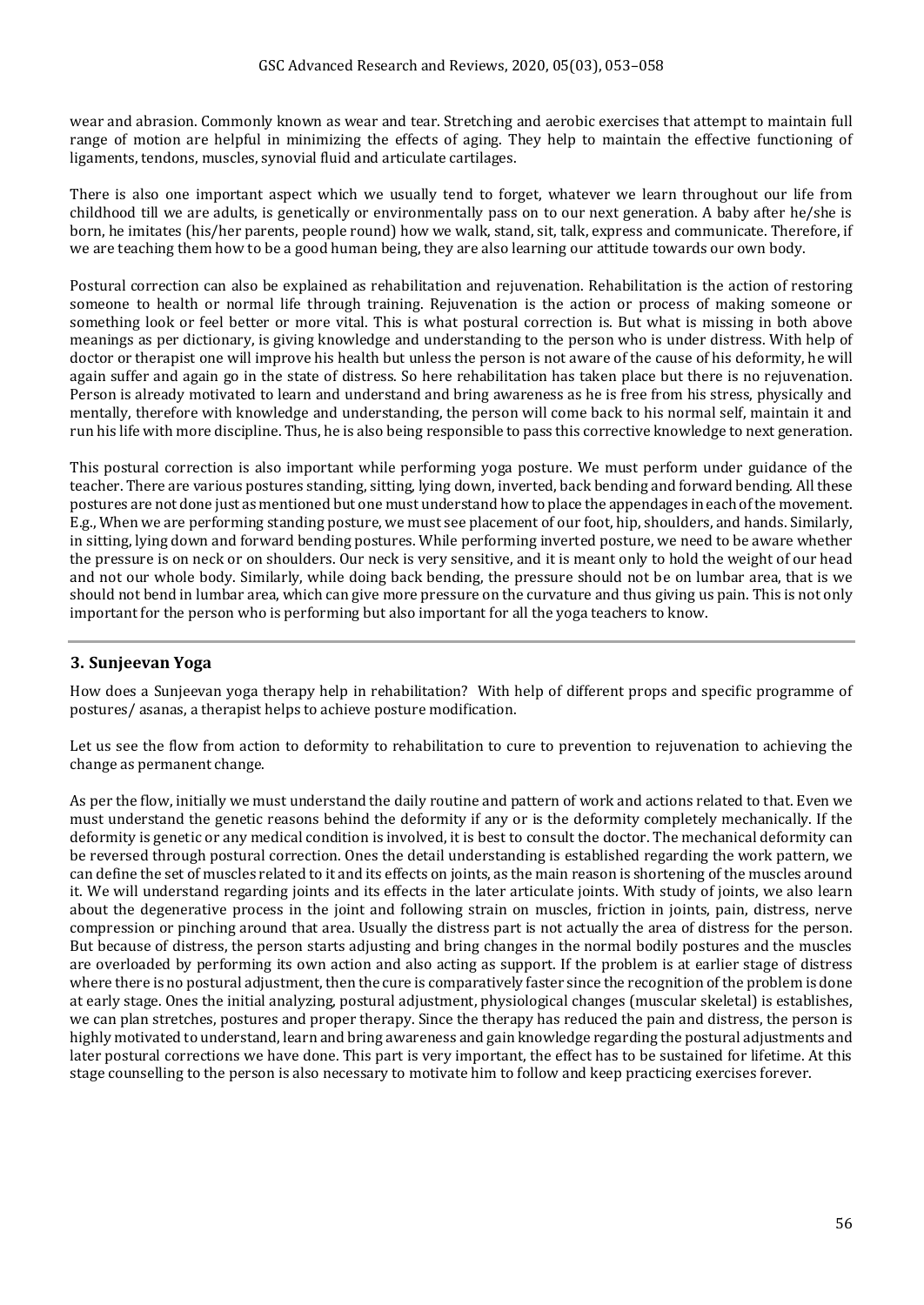wear and abrasion. Commonly known as wear and tear. Stretching and aerobic exercises that attempt to maintain full range of motion are helpful in minimizing the effects of aging. They help to maintain the effective functioning of ligaments, tendons, muscles, synovial fluid and articulate cartilages.

There is also one important aspect which we usually tend to forget, whatever we learn throughout our life from childhood till we are adults, is genetically or environmentally pass on to our next generation. A baby after he/she is born, he imitates (his/her parents, people round) how we walk, stand, sit, talk, express and communicate. Therefore, if we are teaching them how to be a good human being, they are also learning our attitude towards our own body.

Postural correction can also be explained as rehabilitation and rejuvenation. Rehabilitation is the action of restoring someone to health or normal life through training. Rejuvenation is the action or process of making someone or something look or feel better or more vital. This is what postural correction is. But what is missing in both above meanings as per dictionary, is giving knowledge and understanding to the person who is under distress. With help of doctor or therapist one will improve his health but unless the person is not aware of the cause of his deformity, he will again suffer and again go in the state of distress. So here rehabilitation has taken place but there is no rejuvenation. Person is already motivated to learn and understand and bring awareness as he is free from his stress, physically and mentally, therefore with knowledge and understanding, the person will come back to his normal self, maintain it and run his life with more discipline. Thus, he is also being responsible to pass this corrective knowledge to next generation.

This postural correction is also important while performing yoga posture. We must perform under guidance of the teacher. There are various postures standing, sitting, lying down, inverted, back bending and forward bending. All these postures are not done just as mentioned but one must understand how to place the appendages in each of the movement. E.g., When we are performing standing posture, we must see placement of our foot, hip, shoulders, and hands. Similarly, in sitting, lying down and forward bending postures. While performing inverted posture, we need to be aware whether the pressure is on neck or on shoulders. Our neck is very sensitive, and it is meant only to hold the weight of our head and not our whole body. Similarly, while doing back bending, the pressure should not be on lumbar area, that is we should not bend in lumbar area, which can give more pressure on the curvature and thus giving us pain. This is not only important for the person who is performing but also important for all the yoga teachers to know.

## 3. Sunjeevan Yoga

How does a Sunjeevan yoga therapy help in rehabilitation? With help of different props and specific programme of postures/ asanas, a therapist helps to achieve posture modification.

Let us see the flow from action to deformity to rehabilitation to cure to prevention to rejuvenation to achieving the change as permanent change.

As per the flow, initially we must understand the daily routine and pattern of work and actions related to that. Even we must understand the genetic reasons behind the deformity if any or is the deformity completely mechanically. If the deformity is genetic or any medical condition is involved, it is best to consult the doctor. The mechanical deformity can be reversed through postural correction. Ones the detail understanding is established regarding the work pattern, we can define the set of muscles related to it and its effects on joints, as the main reason is shortening of the muscles around it. We will understand regarding joints and its effects in the later articulate joints. With study of joints, we also learn about the degenerative process in the joint and following strain on muscles, friction in joints, pain, distress, nerve compression or pinching around that area. Usually the distress part is not actually the area of distress for the person. But because of distress, the person starts adjusting and bring changes in the normal bodily postures and the muscles are overloaded by performing its own action and also acting as support. If the problem is at earlier stage of distress where there is no postural adjustment, then the cure is comparatively faster since the recognition of the problem is done at early stage. Ones the initial analyzing, postural adjustment, physiological changes (muscular skeletal) is establishes, we can plan stretches, postures and proper therapy. Since the therapy has reduced the pain and distress, the person is highly motivated to understand, learn and bring awareness and gain knowledge regarding the postural adjustments and later postural corrections we have done. This part is very important, the effect has to be sustained for lifetime. At this stage counselling to the person is also necessary to motivate him to follow and keep practicing exercises forever.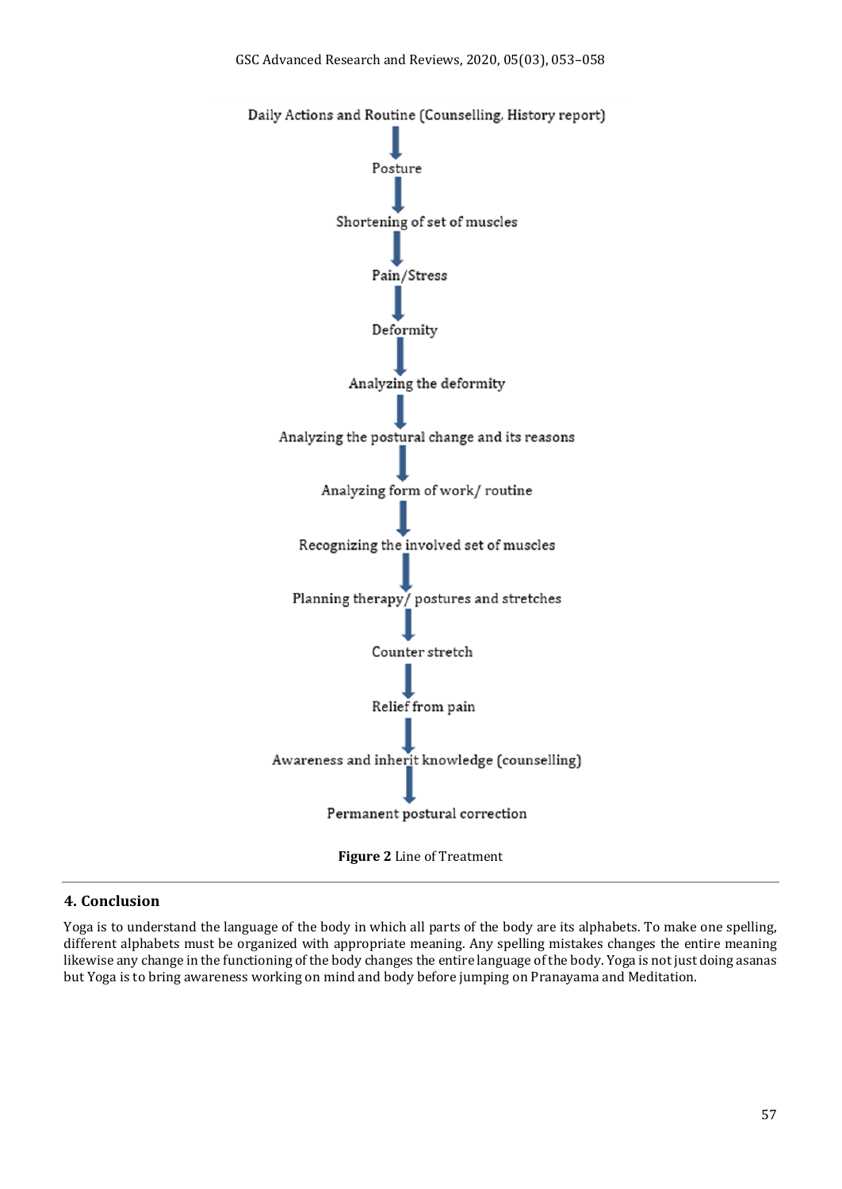Daily Actions and Routine (Counselling, History report)

↓

Posture

↓

Shortening of set of muscles

↓

Pain/Stress

↓

Deformity

↓

Analyzing the deformity

↓

Analyzing the postural change and its reasons

↓

Analyzing form of work/ routine

↓

Recognizing the involved set of muscles

↓

Planning therapy/ postures and stretches

↓

Counter stretch

↓

Relief from pain

↓

Awareness and inherit knowledge (counselling)

↓

Permanent postural correction

**Figure 2** Line of Treatment

## 4. Conclusion

Yoga is to understand the language of the body in which all parts of the body are its alphabets. To make one spelling, different alphabets must be organized with appropriate meaning. Any spelling mistakes changes the entire meaning likewise any change in the functioning of the body changes the entire language of the body. Yoga is not just doing asanas but Yoga is to bring awareness working on mind and body before jumping on Pranayama and Meditation.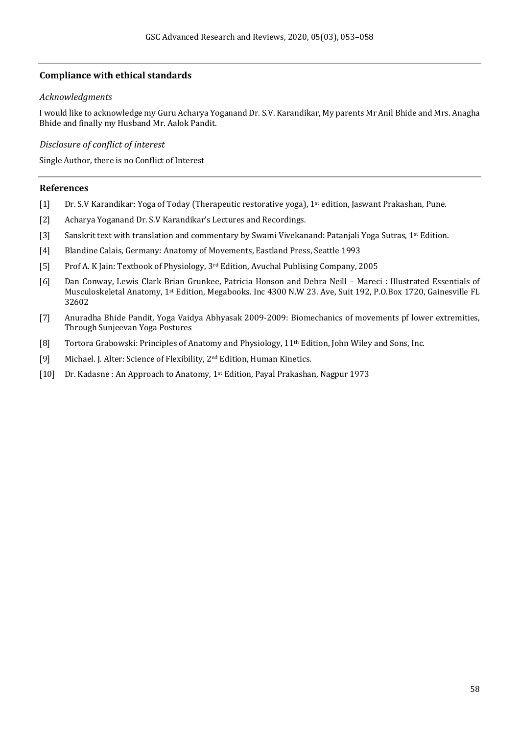## Compliance with ethical standards

### *Acknowledgments*

I would like to acknowledge my Guru Acharya Yoganand Dr. S.V. Karandikar, My parents Mr Anil Bhide and Mrs. Anagha Bhide and finally my Husband Mr. Aalok Pandit.

### *Disclosure of conflict of interest*

Single Author, there is no Conflict of Interest

## References

[1] Dr. S.V Karandikar: Yoga of Today (Therapeutic restorative yoga), 1st edition, Jaswant Prakashan, Pune.

[2] Acharya Yoganand Dr. S.V Karandikar's Lectures and Recordings.

[3] Sanskrit text with translation and commentary by Swami Vivekanand: Patanjali Yoga Sutras, 1st Edition.

[4] Blandine Calais, Germany: Anatomy of Movements, Eastland Press, Seattle 1993

[5] Prof A. K Jain: Textbook of Physiology, 3rd Edition, Avuchal Publising Company, 2005

[6] Dan Conway, Lewis Clark Brian Grunkee, Patricia Honson and Debra Neill – Mareci : Illustrated Essentials of Musculoskeletal Anatomy, 1st Edition, Megabooks. Inc 4300 N.W 23. Ave, Suit 192, P.O.Box 1720, Gainesville FL 32602

[7] Anuradha Bhide Pandit, Yoga Vaidya Abhyasak 2009-2009: Biomechanics of movements pf lower extremities, Through Sunjeevan Yoga Postures

[8] Tortora Grabowski: Principles of Anatomy and Physiology, 11th Edition, John Wiley and Sons, Inc.

[9] Michael. J. Alter: Science of Flexibility, 2nd Edition, Human Kinetics.

[10] Dr. Kadasne : An Approach to Anatomy, 1st Edition, Payal Prakashan, Nagpur 1973